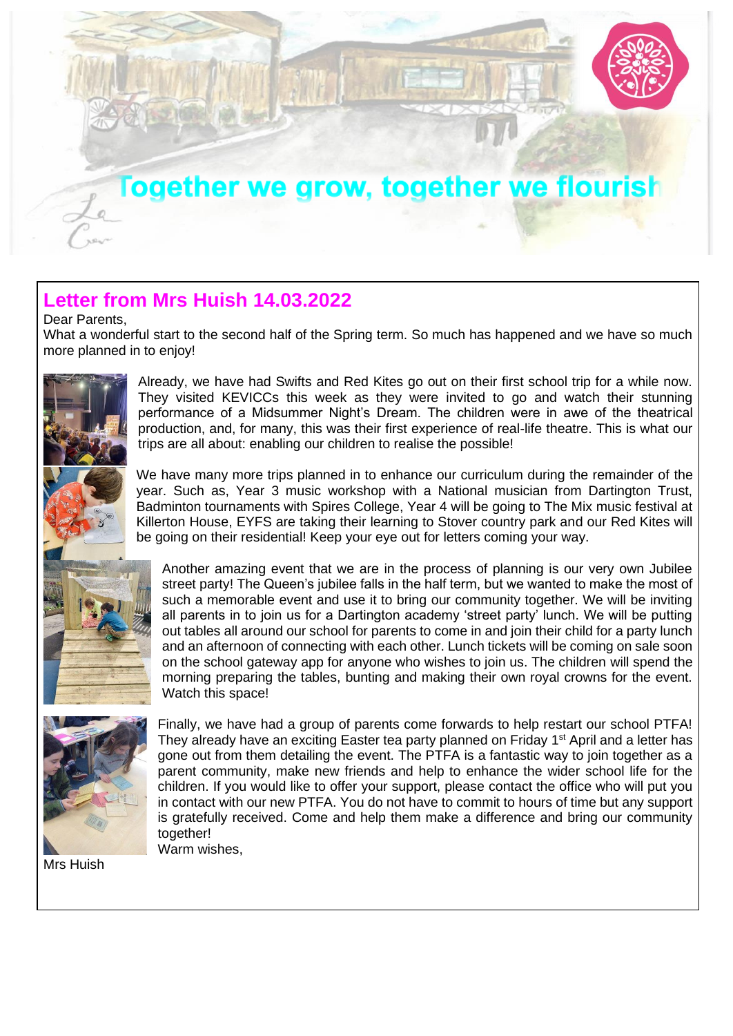Together we grow, together we flourish

## Letter from Mrs Huish 14.03.2022

Dear Parents,

What a wonderful start to the second half of the Spring term. So much has happened and we have so much more planned in to enjoy!

Already, we have had Swifts and Red Kites go out on their first school trip for a while now. They visited KEVICCs this week as they were invited to go and watch their stunning performance of a Midsummer Night's Dream. The children were in awe of the theatrical production, and, for many, this was their first experience of real-life theatre. This is what our trips are all about: enabling our children to realise the possible!

We have many more trips planned in to enhance our curriculum during the remainder of the year. Such as, Year 3 music workshop with a National musician from Dartington Trust, Badminton tournaments with Spires College, Year 4 will be going to The Mix music festival at Killerton House, EYFS are taking their learning to Stover country park and our Red Kites will be going on their residential! Keep your eye out for letters coming your way.

Another amazing event that we are in the process of planning is our very own Jubilee street party! The Queen's jubilee falls in the half term, but we wanted to make the most of such a memorable event and use it to bring our community together. We will be inviting all parents in to join us for a Dartington academy 'street party' lunch. We will be putting out tables all around our school for parents to come in and join their child for a party lunch and an afternoon of connecting with each other. Lunch tickets will be coming on sale soon on the school gateway app for anyone who wishes to join us. The children will spend the morning preparing the tables, bunting and making their own royal crowns for the event. Watch this space!

Finally, we have had a group of parents come forwards to help restart our school PTFA! They already have an exciting Easter tea party planned on Friday 1st April and a letter has gone out from them detailing the event. The PTFA is a fantastic way to join together as a parent community, make new friends and help to enhance the wider school life for the children. If you would like to offer your support, please contact the office who will put you in contact with our new PTFA. You do not have to commit to hours of time but any support is gratefully received. Come and help them make a difference and bring our community together!

Warm wishes,

Mrs Huish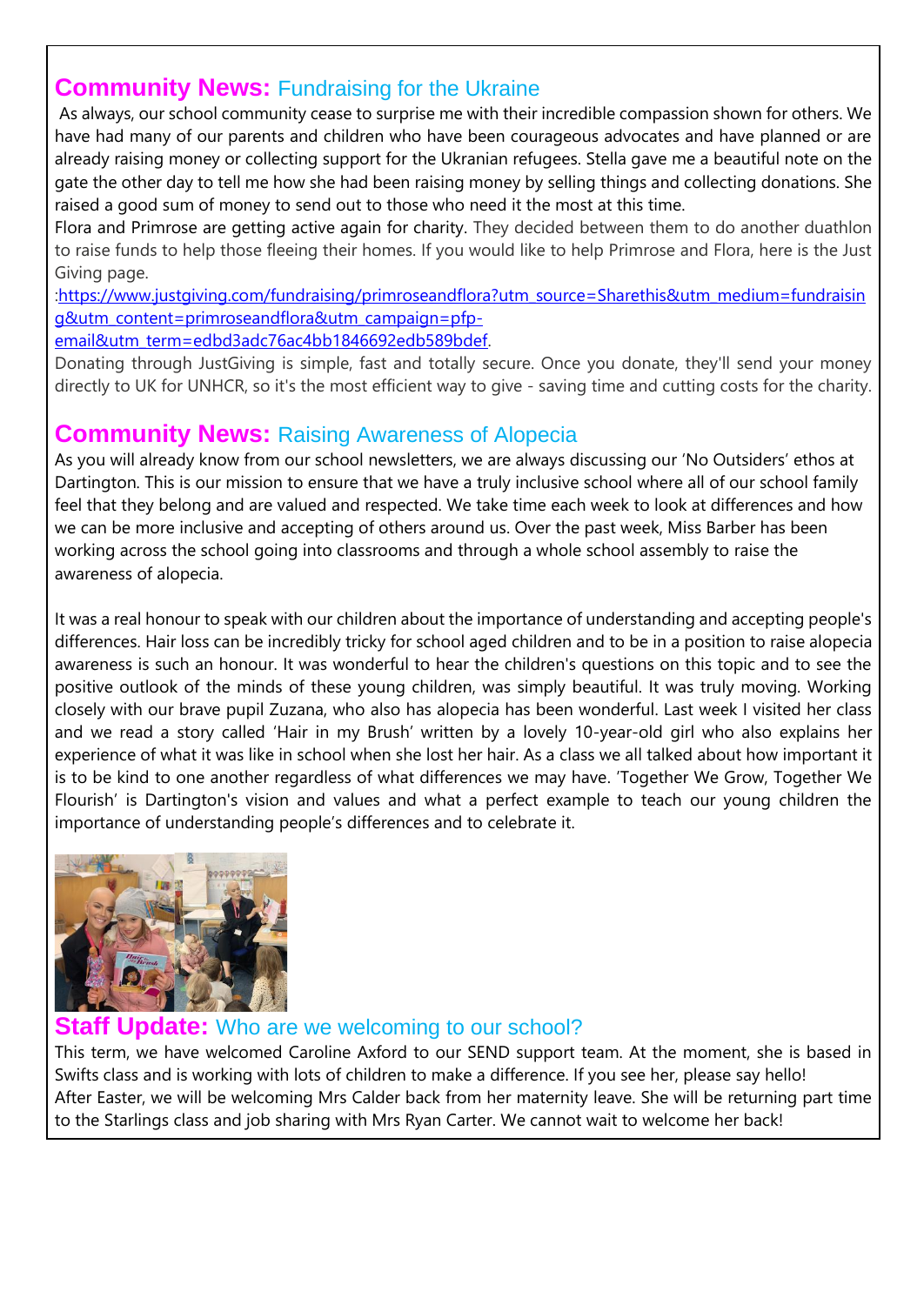## **Community News:** Fundraising for the Ukraine

As always, our school community cease to surprise me with their incredible compassion shown for others. We have had many of our parents and children who have been courageous advocates and have planned or are already raising money or collecting support for the Ukranian refugees. Stella gave me a beautiful note on the gate the other day to tell me how she had been raising money by selling things and collecting donations. She raised a good sum of money to send out to those who need it the most at this time.

Flora and Primrose are getting active again for charity. They decided between them to do another duathlon to raise funds to help those fleeing their homes. If you would like to help Primrose and Flora, here is the Just Giving page.

:https://www.justgiving.com/fundraising/primroseandflora?utm_source=Sharethis&utm_medium=fundraising&utm_content=primroseandflora&utm_campaign=pfp-email&utm_term=edbd3adc76ac4bb1846692edb589bdef.

Donating through JustGiving is simple, fast and totally secure. Once you donate, they'll send your money directly to UK for UNHCR, so it's the most efficient way to give - saving time and cutting costs for the charity.

## **Community News:** Raising Awareness of Alopecia

As you will already know from our school newsletters, we are always discussing our 'No Outsiders' ethos at Dartington. This is our mission to ensure that we have a truly inclusive school where all of our school family feel that they belong and are valued and respected. We take time each week to look at differences and how we can be more inclusive and accepting of others around us. Over the past week, Miss Barber has been working across the school going into classrooms and through a whole school assembly to raise the awareness of alopecia.

It was a real honour to speak with our children about the importance of understanding and accepting people's differences. Hair loss can be incredibly tricky for school aged children and to be in a position to raise alopecia awareness is such an honour. It was wonderful to hear the children's questions on this topic and to see the positive outlook of the minds of these young children, was simply beautiful. It was truly moving. Working closely with our brave pupil Zuzana, who also has alopecia has been wonderful. Last week I visited her class and we read a story called 'Hair in my Brush' written by a lovely 10-year-old girl who also explains her experience of what it was like in school when she lost her hair. As a class we all talked about how important it is to be kind to one another regardless of what differences we may have. 'Together We Grow, Together We Flourish' is Dartington's vision and values and what a perfect example to teach our young children the importance of understanding people's differences and to celebrate it.

## **Staff Update:** Who are we welcoming to our school?

This term, we have welcomed Caroline Axford to our SEND support team. At the moment, she is based in Swifts class and is working with lots of children to make a difference. If you see her, please say hello!

After Easter, we will be welcoming Mrs Calder back from her maternity leave. She will be returning part time to the Starlings class and job sharing with Mrs Ryan Carter. We cannot wait to welcome her back!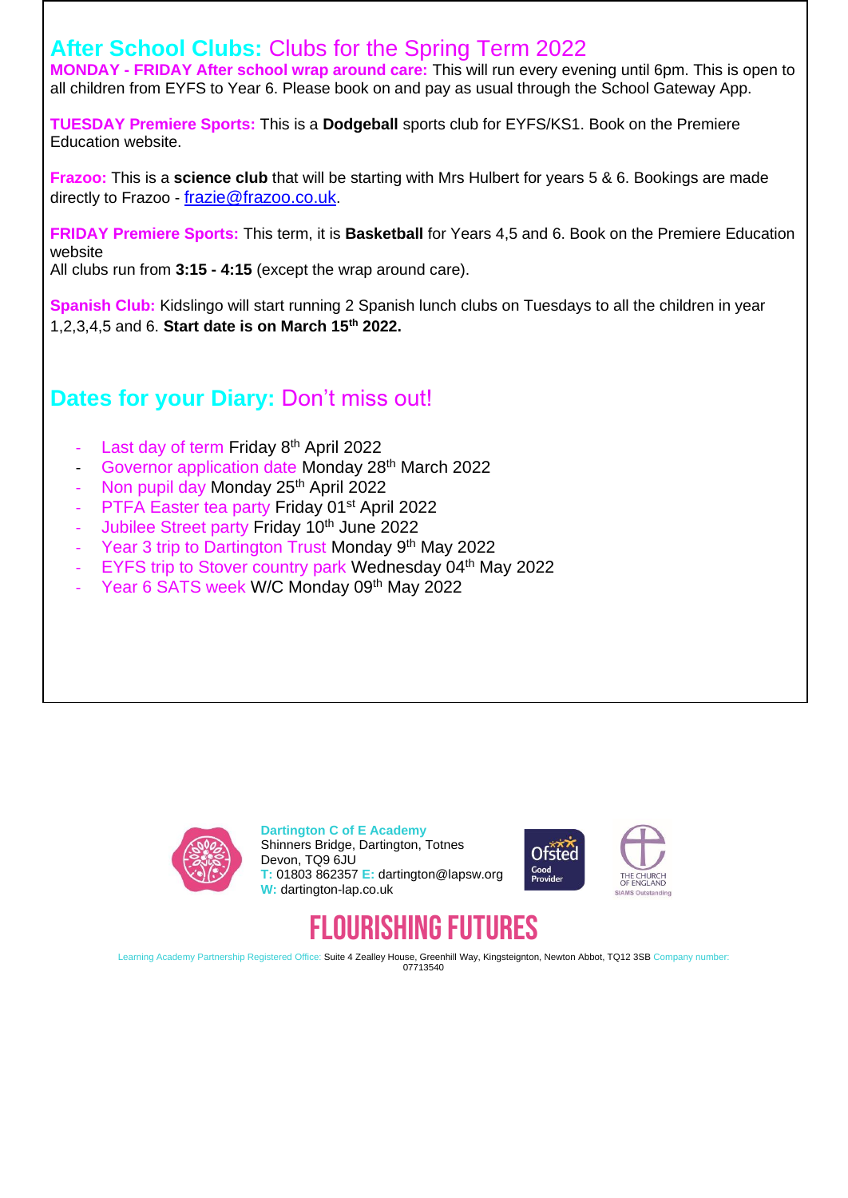## After School Clubs: Clubs for the Spring Term 2022

**MONDAY - FRIDAY After school wrap around care:** This will run every evening until 6pm. This is open to all children from EYFS to Year 6. Please book on and pay as usual through the School Gateway App.

**TUESDAY Premiere Sports:** This is a **Dodgeball** sports club for EYFS/KS1. Book on the Premiere Education website.

**Frazoo:** This is a **science club** that will be starting with Mrs Hulbert for years 5 & 6. Bookings are made directly to Frazoo - frazie@frazoo.co.uk.

**FRIDAY Premiere Sports:** This term, it is **Basketball** for Years 4,5 and 6. Book on the Premiere Education website

All clubs run from **3:15 - 4:15** (except the wrap around care).

**Spanish Club:** Kidslingo will start running 2 Spanish lunch clubs on Tuesdays to all the children in year 1,2,3,4,5 and 6. **Start date is on March 15th 2022.**

## Dates for your Diary: Don't miss out!

- Last day of term Friday 8th April 2022
- Governor application date Monday 28th March 2022
- Non pupil day Monday 25th April 2022
- PTFA Easter tea party Friday 01st April 2022
- Jubilee Street party Friday 10th June 2022
- Year 3 trip to Dartington Trust Monday 9th May 2022
- EYFS trip to Stover country park Wednesday 04th May 2022
- Year 6 SATS week W/C Monday 09th May 2022

**Dartington C of E Academy**
Shinners Bridge, Dartington, Totnes
Devon, TQ9 6JU
T: 01803 862357 E: dartington@lapsw.org
W: dartington-lap.co.uk

Ofsted Good Provider

THE CHURCH OF ENGLAND
SIAMS Outstanding

FLOURISHING FUTURES

Learning Academy Partnership Registered Office: Suite 4 Zealley House, Greenhill Way, Kingsteignton, Newton Abbot, TQ12 3SB Company number: 07713540